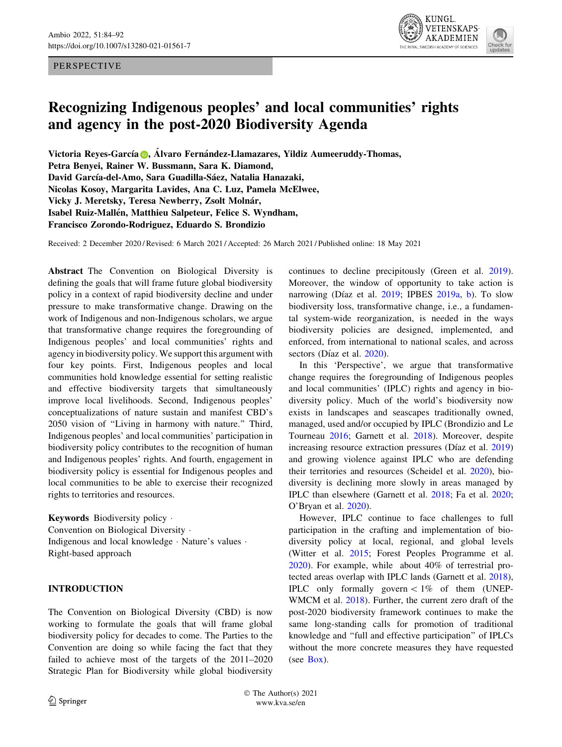PERSPECTIVE

# Recognizing Indigenous peoples' and local communities' rights and agency in the post-2020 Biodiversity Agenda

**Victoria Reyes-García, Álvaro Fernández-Llamazares, Yildiz Aumeeruddy-Thomas, Petra Benyei, Rainer W. Bussmann, Sara K. Diamond, David García-del-Amo, Sara Guadilla-Sáez, Natalia Hanazaki, Nicolas Kosoy, Margarita Lavides, Ana C. Luz, Pamela McElwee, Vicky J. Meretsky, Teresa Newberry, Zsolt Molnár, Isabel Ruiz-Mallén, Matthieu Salpeteur, Felice S. Wyndham, Francisco Zorondo-Rodriguez, Eduardo S. Brondizio**

Received: 2 December 2020 / Revised: 6 March 2021 / Accepted: 26 March 2021 / Published online: 18 May 2021

**Abstract** The Convention on Biological Diversity is defining the goals that will frame future global biodiversity policy in a context of rapid biodiversity decline and under pressure to make transformative change. Drawing on the work of Indigenous and non-Indigenous scholars, we argue that transformative change requires the foregrounding of Indigenous peoples' and local communities' rights and agency in biodiversity policy. We support this argument with four key points. First, Indigenous peoples and local communities hold knowledge essential for setting realistic and effective biodiversity targets that simultaneously improve local livelihoods. Second, Indigenous peoples' conceptualizations of nature sustain and manifest CBD's 2050 vision of "Living in harmony with nature." Third, Indigenous peoples' and local communities' participation in biodiversity policy contributes to the recognition of human and Indigenous peoples' rights. And fourth, engagement in biodiversity policy is essential for Indigenous peoples and local communities to be able to exercise their recognized rights to territories and resources.

**Keywords** Biodiversity policy · Convention on Biological Diversity · Indigenous and local knowledge · Nature's values · Right-based approach

## INTRODUCTION

The Convention on Biological Diversity (CBD) is now working to formulate the goals that will frame global biodiversity policy for decades to come. The Parties to the Convention are doing so while facing the fact that they failed to achieve most of the targets of the 2011–2020 Strategic Plan for Biodiversity while global biodiversity continues to decline precipitously (Green et al. 2019). Moreover, the window of opportunity to take action is narrowing (Díaz et al. 2019; IPBES 2019a, b). To slow biodiversity loss, transformative change, i.e., a fundamental system-wide reorganization, is needed in the ways biodiversity policies are designed, implemented, and enforced, from international to national scales, and across sectors (Díaz et al. 2020).

In this 'Perspective', we argue that transformative change requires the foregrounding of Indigenous peoples and local communities' (IPLC) rights and agency in biodiversity policy. Much of the world's biodiversity now exists in landscapes and seascapes traditionally owned, managed, used and/or occupied by IPLC (Brondizio and Le Tourneau 2016; Garnett et al. 2018). Moreover, despite increasing resource extraction pressures (Díaz et al. 2019) and growing violence against IPLC who are defending their territories and resources (Scheidel et al. 2020), biodiversity is declining more slowly in areas managed by IPLC than elsewhere (Garnett et al. 2018; Fa et al. 2020; O'Bryan et al. 2020).

However, IPLC continue to face challenges to full participation in the crafting and implementation of biodiversity policy at local, regional, and global levels (Witter et al. 2015; Forest Peoples Programme et al. 2020). For example, while about 40% of terrestrial protected areas overlap with IPLC lands (Garnett et al. 2018), IPLC only formally govern < 1% of them (UNEP-WMCM et al. 2018). Further, the current zero draft of the post-2020 biodiversity framework continues to make the same long-standing calls for promotion of traditional knowledge and "full and effective participation" of IPLCs without the more concrete measures they have requested (see Box).

© The Author(s) 2021
www.kva.se/en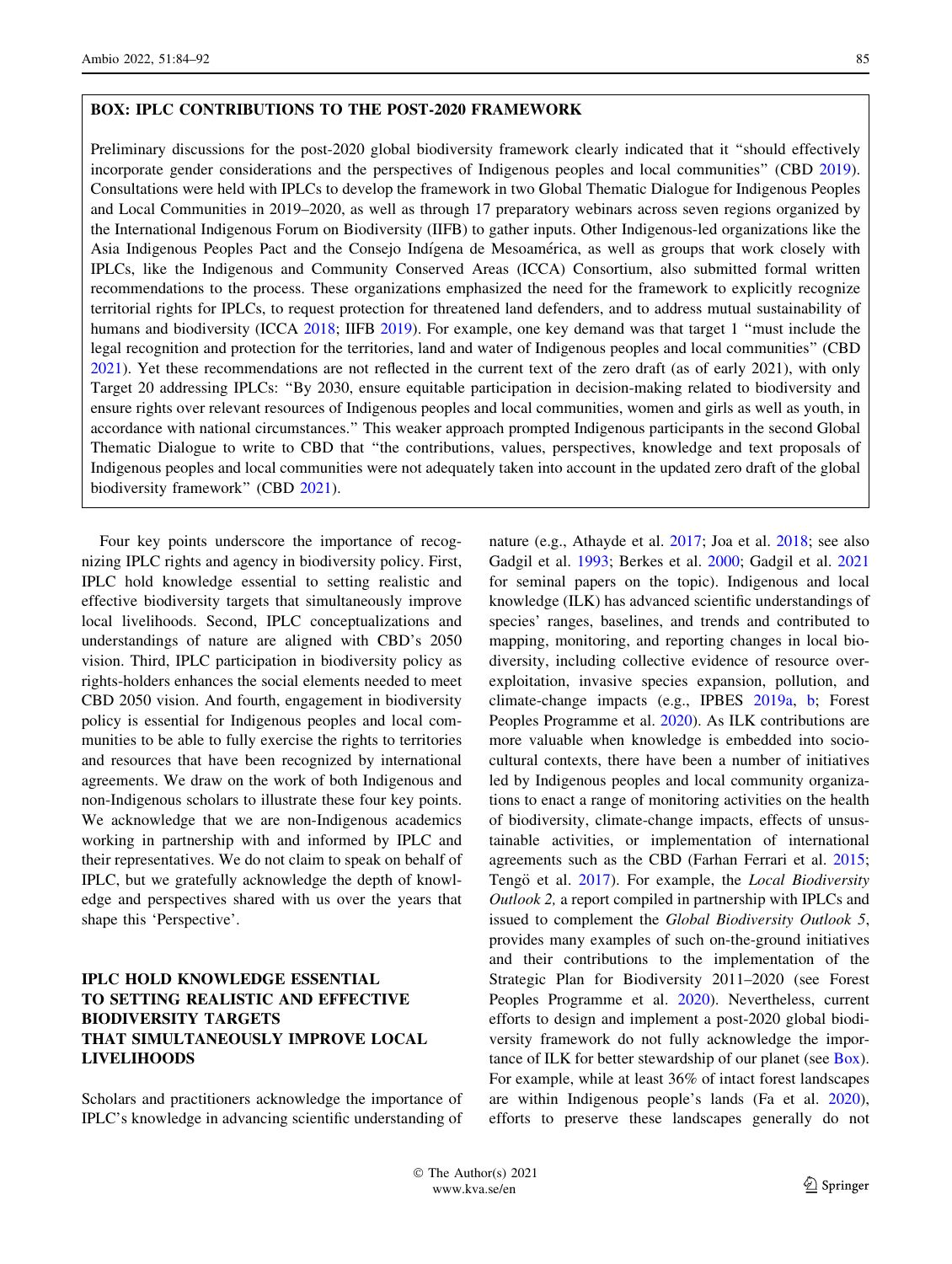**BOX: IPLC CONTRIBUTIONS TO THE POST-2020 FRAMEWORK**

Preliminary discussions for the post-2020 global biodiversity framework clearly indicated that it "should effectively incorporate gender considerations and the perspectives of Indigenous peoples and local communities" (CBD 2019). Consultations were held with IPLCs to develop the framework in two Global Thematic Dialogue for Indigenous Peoples and Local Communities in 2019–2020, as well as through 17 preparatory webinars across seven regions organized by the International Indigenous Forum on Biodiversity (IIFB) to gather inputs. Other Indigenous-led organizations like the Asia Indigenous Peoples Pact and the Consejo Indígena de Mesoamérica, as well as groups that work closely with IPLCs, like the Indigenous and Community Conserved Areas (ICCA) Consortium, also submitted formal written recommendations to the process. These organizations emphasized the need for the framework to explicitly recognize territorial rights for IPLCs, to request protection for threatened land defenders, and to address mutual sustainability of humans and biodiversity (ICCA 2018; IIFB 2019). For example, one key demand was that target 1 "must include the legal recognition and protection for the territories, land and water of Indigenous peoples and local communities" (CBD 2021). Yet these recommendations are not reflected in the current text of the zero draft (as of early 2021), with only Target 20 addressing IPLCs: "By 2030, ensure equitable participation in decision-making related to biodiversity and ensure rights over relevant resources of Indigenous peoples and local communities, women and girls as well as youth, in accordance with national circumstances." This weaker approach prompted Indigenous participants in the second Global Thematic Dialogue to write to CBD that "the contributions, values, perspectives, knowledge and text proposals of Indigenous peoples and local communities were not adequately taken into account in the updated zero draft of the global biodiversity framework" (CBD 2021).

Four key points underscore the importance of recognizing IPLC rights and agency in biodiversity policy. First, IPLC hold knowledge essential to setting realistic and effective biodiversity targets that simultaneously improve local livelihoods. Second, IPLC conceptualizations and understandings of nature are aligned with CBD's 2050 vision. Third, IPLC participation in biodiversity policy as rights-holders enhances the social elements needed to meet CBD 2050 vision. And fourth, engagement in biodiversity policy is essential for Indigenous peoples and local communities to be able to fully exercise the rights to territories and resources that have been recognized by international agreements. We draw on the work of both Indigenous and non-Indigenous scholars to illustrate these four key points. We acknowledge that we are non-Indigenous academics working in partnership with and informed by IPLC and their representatives. We do not claim to speak on behalf of IPLC, but we gratefully acknowledge the depth of knowledge and perspectives shared with us over the years that shape this 'Perspective'.

## IPLC HOLD KNOWLEDGE ESSENTIAL TO SETTING REALISTIC AND EFFECTIVE BIODIVERSITY TARGETS THAT SIMULTANEOUSLY IMPROVE LOCAL LIVELIHOODS

Scholars and practitioners acknowledge the importance of IPLC's knowledge in advancing scientific understanding of nature (e.g., Athayde et al. 2017; Joa et al. 2018; see also Gadgil et al. 1993; Berkes et al. 2000; Gadgil et al. 2021 for seminal papers on the topic). Indigenous and local knowledge (ILK) has advanced scientific understandings of species' ranges, baselines, and trends and contributed to mapping, monitoring, and reporting changes in local biodiversity, including collective evidence of resource overexploitation, invasive species expansion, pollution, and climate-change impacts (e.g., IPBES 2019a, b; Forest Peoples Programme et al. 2020). As ILK contributions are more valuable when knowledge is embedded into socio-cultural contexts, there have been a number of initiatives led by Indigenous peoples and local community organizations to enact a range of monitoring activities on the health of biodiversity, climate-change impacts, effects of unsustainable activities, or implementation of international agreements such as the CBD (Farhan Ferrari et al. 2015; Tengö et al. 2017). For example, the *Local Biodiversity Outlook 2,* a report compiled in partnership with IPLCs and issued to complement the *Global Biodiversity Outlook 5*, provides many examples of such on-the-ground initiatives and their contributions to the implementation of the Strategic Plan for Biodiversity 2011–2020 (see Forest Peoples Programme et al. 2020). Nevertheless, current efforts to design and implement a post-2020 global biodiversity framework do not fully acknowledge the importance of ILK for better stewardship of our planet (see Box). For example, while at least 36% of intact forest landscapes are within Indigenous people's lands (Fa et al. 2020), efforts to preserve these landscapes generally do not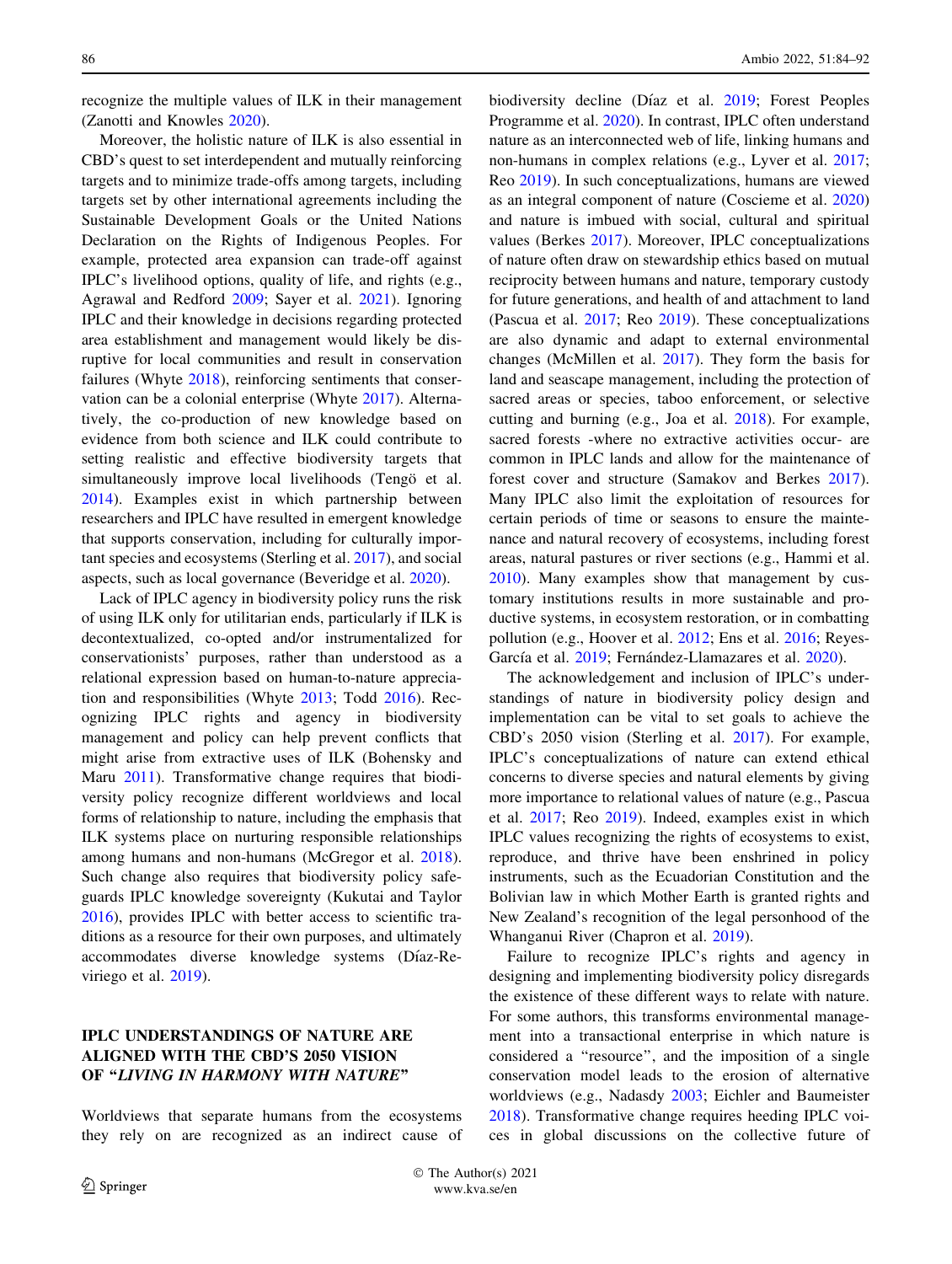recognize the multiple values of ILK in their management (Zanotti and Knowles 2020).

Moreover, the holistic nature of ILK is also essential in CBD's quest to set interdependent and mutually reinforcing targets and to minimize trade-offs among targets, including targets set by other international agreements including the Sustainable Development Goals or the United Nations Declaration on the Rights of Indigenous Peoples. For example, protected area expansion can trade-off against IPLC's livelihood options, quality of life, and rights (e.g., Agrawal and Redford 2009; Sayer et al. 2021). Ignoring IPLC and their knowledge in decisions regarding protected area establishment and management would likely be disruptive for local communities and result in conservation failures (Whyte 2018), reinforcing sentiments that conservation can be a colonial enterprise (Whyte 2017). Alternatively, the co-production of new knowledge based on evidence from both science and ILK could contribute to setting realistic and effective biodiversity targets that simultaneously improve local livelihoods (Tengö et al. 2014). Examples exist in which partnership between researchers and IPLC have resulted in emergent knowledge that supports conservation, including for culturally important species and ecosystems (Sterling et al. 2017), and social aspects, such as local governance (Beveridge et al. 2020).

Lack of IPLC agency in biodiversity policy runs the risk of using ILK only for utilitarian ends, particularly if ILK is decontextualized, co-opted and/or instrumentalized for conservationists' purposes, rather than understood as a relational expression based on human-to-nature appreciation and responsibilities (Whyte 2013; Todd 2016). Recognizing IPLC rights and agency in biodiversity management and policy can help prevent conflicts that might arise from extractive uses of ILK (Bohensky and Maru 2011). Transformative change requires that biodiversity policy recognize different worldviews and local forms of relationship to nature, including the emphasis that ILK systems place on nurturing responsible relationships among humans and non-humans (McGregor et al. 2018). Such change also requires that biodiversity policy safeguards IPLC knowledge sovereignty (Kukutai and Taylor 2016), provides IPLC with better access to scientific traditions as a resource for their own purposes, and ultimately accommodates diverse knowledge systems (Díaz-Reviriego et al. 2019).

## IPLC UNDERSTANDINGS OF NATURE ARE ALIGNED WITH THE CBD'S 2050 VISION OF "*LIVING IN HARMONY WITH NATURE*"

Worldviews that separate humans from the ecosystems they rely on are recognized as an indirect cause of biodiversity decline (Díaz et al. 2019; Forest Peoples Programme et al. 2020). In contrast, IPLC often understand nature as an interconnected web of life, linking humans and non-humans in complex relations (e.g., Lyver et al. 2017; Reo 2019). In such conceptualizations, humans are viewed as an integral component of nature (Coscieme et al. 2020) and nature is imbued with social, cultural and spiritual values (Berkes 2017). Moreover, IPLC conceptualizations of nature often draw on stewardship ethics based on mutual reciprocity between humans and nature, temporary custody for future generations, and health of and attachment to land (Pascua et al. 2017; Reo 2019). These conceptualizations are also dynamic and adapt to external environmental changes (McMillen et al. 2017). They form the basis for land and seascape management, including the protection of sacred areas or species, taboo enforcement, or selective cutting and burning (e.g., Joa et al. 2018). For example, sacred forests -where no extractive activities occur- are common in IPLC lands and allow for the maintenance of forest cover and structure (Samakov and Berkes 2017). Many IPLC also limit the exploitation of resources for certain periods of time or seasons to ensure the maintenance and natural recovery of ecosystems, including forest areas, natural pastures or river sections (e.g., Hammi et al. 2010). Many examples show that management by customary institutions results in more sustainable and productive systems, in ecosystem restoration, or in combatting pollution (e.g., Hoover et al. 2012; Ens et al. 2016; Reyes-García et al. 2019; Fernández-Llamazares et al. 2020).

The acknowledgement and inclusion of IPLC's understandings of nature in biodiversity policy design and implementation can be vital to set goals to achieve the CBD's 2050 vision (Sterling et al. 2017). For example, IPLC's conceptualizations of nature can extend ethical concerns to diverse species and natural elements by giving more importance to relational values of nature (e.g., Pascua et al. 2017; Reo 2019). Indeed, examples exist in which IPLC values recognizing the rights of ecosystems to exist, reproduce, and thrive have been enshrined in policy instruments, such as the Ecuadorian Constitution and the Bolivian law in which Mother Earth is granted rights and New Zealand's recognition of the legal personhood of the Whanganui River (Chapron et al. 2019).

Failure to recognize IPLC's rights and agency in designing and implementing biodiversity policy disregards the existence of these different ways to relate with nature. For some authors, this transforms environmental management into a transactional enterprise in which nature is considered a "resource", and the imposition of a single conservation model leads to the erosion of alternative worldviews (e.g., Nadasdy 2003; Eichler and Baumeister 2018). Transformative change requires heeding IPLC voices in global discussions on the collective future of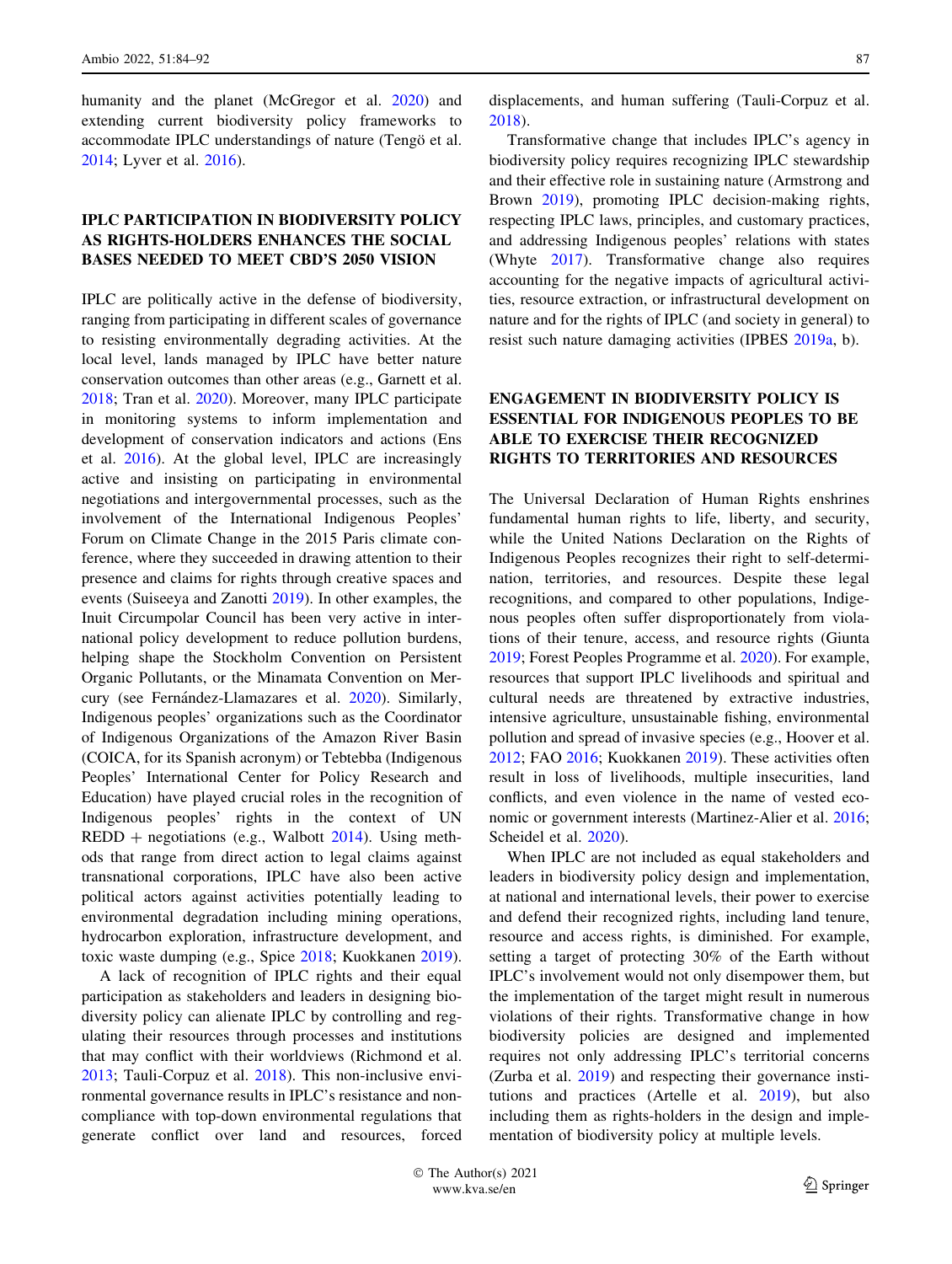humanity and the planet (McGregor et al. 2020) and extending current biodiversity policy frameworks to accommodate IPLC understandings of nature (Tengö et al. 2014; Lyver et al. 2016).

## IPLC PARTICIPATION IN BIODIVERSITY POLICY AS RIGHTS-HOLDERS ENHANCES THE SOCIAL BASES NEEDED TO MEET CBD'S 2050 VISION

IPLC are politically active in the defense of biodiversity, ranging from participating in different scales of governance to resisting environmentally degrading activities. At the local level, lands managed by IPLC have better nature conservation outcomes than other areas (e.g., Garnett et al. 2018; Tran et al. 2020). Moreover, many IPLC participate in monitoring systems to inform implementation and development of conservation indicators and actions (Ens et al. 2016). At the global level, IPLC are increasingly active and insisting on participating in environmental negotiations and intergovernmental processes, such as the involvement of the International Indigenous Peoples' Forum on Climate Change in the 2015 Paris climate conference, where they succeeded in drawing attention to their presence and claims for rights through creative spaces and events (Suiseeya and Zanotti 2019). In other examples, the Inuit Circumpolar Council has been very active in international policy development to reduce pollution burdens, helping shape the Stockholm Convention on Persistent Organic Pollutants, or the Minamata Convention on Mercury (see Fernández-Llamazares et al. 2020). Similarly, Indigenous peoples' organizations such as the Coordinator of Indigenous Organizations of the Amazon River Basin (COICA, for its Spanish acronym) or Tebtebba (Indigenous Peoples' International Center for Policy Research and Education) have played crucial roles in the recognition of Indigenous peoples' rights in the context of UN REDD + negotiations (e.g., Walbott 2014). Using methods that range from direct action to legal claims against transnational corporations, IPLC have also been active political actors against activities potentially leading to environmental degradation including mining operations, hydrocarbon exploration, infrastructure development, and toxic waste dumping (e.g., Spice 2018; Kuokkanen 2019).

A lack of recognition of IPLC rights and their equal participation as stakeholders and leaders in designing biodiversity policy can alienate IPLC by controlling and regulating their resources through processes and institutions that may conflict with their worldviews (Richmond et al. 2013; Tauli-Corpuz et al. 2018). This non-inclusive environmental governance results in IPLC's resistance and non-compliance with top-down environmental regulations that generate conflict over land and resources, forced displacements, and human suffering (Tauli-Corpuz et al. 2018).

Transformative change that includes IPLC's agency in biodiversity policy requires recognizing IPLC stewardship and their effective role in sustaining nature (Armstrong and Brown 2019), promoting IPLC decision-making rights, respecting IPLC laws, principles, and customary practices, and addressing Indigenous peoples' relations with states (Whyte 2017). Transformative change also requires accounting for the negative impacts of agricultural activities, resource extraction, or infrastructural development on nature and for the rights of IPLC (and society in general) to resist such nature damaging activities (IPBES 2019a, b).

## ENGAGEMENT IN BIODIVERSITY POLICY IS ESSENTIAL FOR INDIGENOUS PEOPLES TO BE ABLE TO EXERCISE THEIR RECOGNIZED RIGHTS TO TERRITORIES AND RESOURCES

The Universal Declaration of Human Rights enshrines fundamental human rights to life, liberty, and security, while the United Nations Declaration on the Rights of Indigenous Peoples recognizes their right to self-determination, territories, and resources. Despite these legal recognitions, and compared to other populations, Indigenous peoples often suffer disproportionately from violations of their tenure, access, and resource rights (Giunta 2019; Forest Peoples Programme et al. 2020). For example, resources that support IPLC livelihoods and spiritual and cultural needs are threatened by extractive industries, intensive agriculture, unsustainable fishing, environmental pollution and spread of invasive species (e.g., Hoover et al. 2012; FAO 2016; Kuokkanen 2019). These activities often result in loss of livelihoods, multiple insecurities, land conflicts, and even violence in the name of vested economic or government interests (Martinez-Alier et al. 2016; Scheidel et al. 2020).

When IPLC are not included as equal stakeholders and leaders in biodiversity policy design and implementation, at national and international levels, their power to exercise and defend their recognized rights, including land tenure, resource and access rights, is diminished. For example, setting a target of protecting 30% of the Earth without IPLC's involvement would not only disempower them, but the implementation of the target might result in numerous violations of their rights. Transformative change in how biodiversity policies are designed and implemented requires not only addressing IPLC's territorial concerns (Zurba et al. 2019) and respecting their governance institutions and practices (Artelle et al. 2019), but also including them as rights-holders in the design and implementation of biodiversity policy at multiple levels.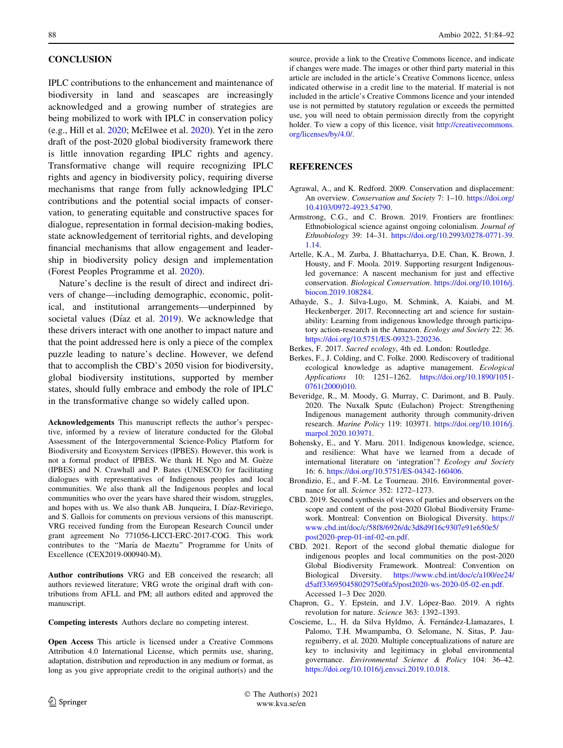## CONCLUSION

IPLC contributions to the enhancement and maintenance of biodiversity in land and seascapes are increasingly acknowledged and a growing number of strategies are being mobilized to work with IPLC in conservation policy (e.g., Hill et al. 2020; McElwee et al. 2020). Yet in the zero draft of the post-2020 global biodiversity framework there is little innovation regarding IPLC rights and agency. Transformative change will require recognizing IPLC rights and agency in biodiversity policy, requiring diverse mechanisms that range from fully acknowledging IPLC contributions and the potential social impacts of conservation, to generating equitable and constructive spaces for dialogue, representation in formal decision-making bodies, state acknowledgement of territorial rights, and developing financial mechanisms that allow engagement and leadership in biodiversity policy design and implementation (Forest Peoples Programme et al. 2020).

Nature's decline is the result of direct and indirect drivers of change—including demographic, economic, political, and institutional arrangements—underpinned by societal values (Díaz et al. 2019). We acknowledge that these drivers interact with one another to impact nature and that the point addressed here is only a piece of the complex puzzle leading to nature's decline. However, we defend that to accomplish the CBD's 2050 vision for biodiversity, global biodiversity institutions, supported by member states, should fully embrace and embody the role of IPLC in the transformative change so widely called upon.

**Acknowledgements** This manuscript reflects the author's perspective, informed by a review of literature conducted for the Global Assessment of the Intergovernmental Science-Policy Platform for Biodiversity and Ecosystem Services (IPBES). However, this work is not a formal product of IPBES. We thank H. Ngo and M. Guèze (IPBES) and N. Crawhall and P. Bates (UNESCO) for facilitating dialogues with representatives of Indigenous peoples and local communities. We also thank all the Indigenous peoples and local communities who over the years have shared their wisdom, struggles, and hopes with us. We also thank AB. Junqueira, I. Díaz-Reviriego, and S. Gallois for comments on previous versions of this manuscript. VRG received funding from the European Research Council under grant agreement No 771056-LICCI-ERC-2017-COG. This work contributes to the "María de Maeztu" Programme for Units of Excellence (CEX2019-000940-M).

**Author contributions** VRG and EB conceived the research; all authors reviewed literature; VRG wrote the original draft with contributions from AFLL and PM; all authors edited and approved the manuscript.

**Competing interests** Authors declare no competing interest.

**Open Access** This article is licensed under a Creative Commons Attribution 4.0 International License, which permits use, sharing, adaptation, distribution and reproduction in any medium or format, as long as you give appropriate credit to the original author(s) and the source, provide a link to the Creative Commons licence, and indicate if changes were made. The images or other third party material in this article are included in the article's Creative Commons licence, unless indicated otherwise in a credit line to the material. If material is not included in the article's Creative Commons licence and your intended use is not permitted by statutory regulation or exceeds the permitted use, you will need to obtain permission directly from the copyright holder. To view a copy of this licence, visit http://creativecommons.org/licenses/by/4.0/.

## REFERENCES

Agrawal, A., and K. Redford. 2009. Conservation and displacement: An overview. *Conservation and Society* 7: 1–10. https://doi.org/10.4103/0972-4923.54790.

Armstrong, C.G., and C. Brown. 2019. Frontiers are frontlines: Ethnobiological science against ongoing colonialism. *Journal of Ethnobiology* 39: 14–31. https://doi.org/10.2993/0278-0771-39.1.14.

Artelle, K.A., M. Zurba, J. Bhattacharrya, D.E. Chan, K. Brown, J. Housty, and F. Moola. 2019. Supporting resurgent Indigenous-led governance: A nascent mechanism for just and effective conservation. *Biological Conservation*. https://doi.org/10.1016/j.biocon.2019.108284.

Athayde, S., J. Silva-Lugo, M. Schmink, A. Kaiabi, and M. Heckenberger. 2017. Reconnecting art and science for sustainability: Learning from indigenous knowledge through participatory action-research in the Amazon. *Ecology and Society* 22: 36. https://doi.org/10.5751/ES-09323-220236.

Berkes, F. 2017. *Sacred ecology*, 4th ed. London: Routledge.

Berkes, F., J. Colding, and C. Folke. 2000. Rediscovery of traditional ecological knowledge as adaptive management. *Ecological Applications* 10: 1251–1262. https://doi.org/10.1890/1051-0761(2000)010.

Beveridge, R., M. Moody, G. Murray, C. Darimont, and B. Pauly. 2020. The Nuxalk Sputc (Eulachon) Project: Strengthening Indigenous management authority through community-driven research. *Marine Policy* 119: 103971. https://doi.org/10.1016/j.marpol.2020.103971.

Bohensky, E., and Y. Maru. 2011. Indigenous knowledge, science, and resilience: What have we learned from a decade of international literature on 'integration'? *Ecology and Society* 16: 6. https://doi.org/10.5751/ES-04342-160406.

Brondizio, E., and F.-M. Le Tourneau. 2016. Environmental governance for all. *Science* 352: 1272–1273.

CBD. 2019. Second synthesis of views of parties and observers on the scope and content of the post-2020 Global Biodiversity Framework. Montreal: Convention on Biological Diversity. https://www.cbd.int/doc/c/58f8/6926/dc3d8d9f16c9307e91e650e5/post2020-prep-01-inf-02-en.pdf.

CBD. 2021. Report of the second global thematic dialogue for indigenous peoples and local communities on the post-2020 Global Biodiversity Framework. Montreal: Convention on Biological Diversity. https://www.cbd.int/doc/c/a100/ee24/d5aff33695045802975e0fa5/post2020-ws-2020-05-02-en.pdf. Accessed 1–3 Dec 2020.

Chapron, G., Y. Epstein, and J.V. López-Bao. 2019. A rights revolution for nature. *Science* 363: 1392–1393.

Coscieme, L., H. da Silva Hyldmo, Á. Fernández-Llamazares, I. Palomo, T.H. Mwampamba, O. Selomane, N. Sitas, P. Jaureguiberry, et al. 2020. Multiple conceptualizations of nature are key to inclusivity and legitimacy in global environmental governance. *Environmental Science & Policy* 104: 36–42. https://doi.org/10.1016/j.envsci.2019.10.018.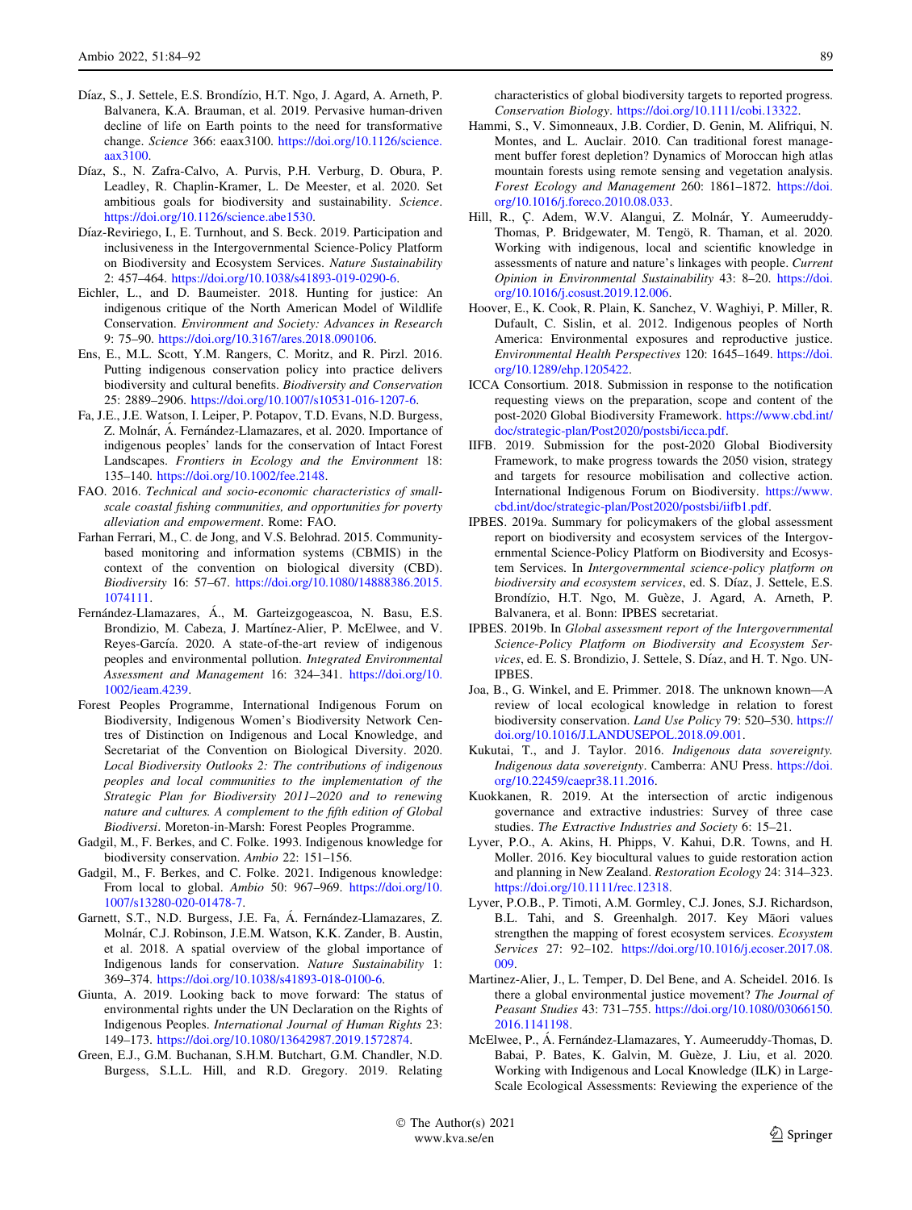Díaz, S., J. Settele, E.S. Brondízio, H.T. Ngo, J. Agard, A. Arneth, P. Balvanera, K.A. Brauman, et al. 2019. Pervasive human-driven decline of life on Earth points to the need for transformative change. *Science* 366: eaax3100. https://doi.org/10.1126/science.aax3100.

Díaz, S., N. Zafra-Calvo, A. Purvis, P.H. Verburg, D. Obura, P. Leadley, R. Chaplin-Kramer, L. De Meester, et al. 2020. Set ambitious goals for biodiversity and sustainability. *Science*. https://doi.org/10.1126/science.abe1530.

Díaz-Reviriego, I., E. Turnhout, and S. Beck. 2019. Participation and inclusiveness in the Intergovernmental Science-Policy Platform on Biodiversity and Ecosystem Services. *Nature Sustainability* 2: 457–464. https://doi.org/10.1038/s41893-019-0290-6.

Eichler, L., and D. Baumeister. 2018. Hunting for justice: An indigenous critique of the North American Model of Wildlife Conservation. *Environment and Society: Advances in Research* 9: 75–90. https://doi.org/10.3167/ares.2018.090106.

Ens, E., M.L. Scott, Y.M. Rangers, C. Moritz, and R. Pirzl. 2016. Putting indigenous conservation policy into practice delivers biodiversity and cultural benefits. *Biodiversity and Conservation* 25: 2889–2906. https://doi.org/10.1007/s10531-016-1207-6.

Fa, J.E., J.E. Watson, I. Leiper, P. Potapov, T.D. Evans, N.D. Burgess, Z. Molnár, Á. Fernández-Llamazares, et al. 2020. Importance of indigenous peoples' lands for the conservation of Intact Forest Landscapes. *Frontiers in Ecology and the Environment* 18: 135–140. https://doi.org/10.1002/fee.2148.

FAO. 2016. *Technical and socio-economic characteristics of small-scale coastal fishing communities, and opportunities for poverty alleviation and empowerment*. Rome: FAO.

Farhan Ferrari, M., C. de Jong, and V.S. Belohrad. 2015. Community-based monitoring and information systems (CBMIS) in the context of the convention on biological diversity (CBD). *Biodiversity* 16: 57–67. https://doi.org/10.1080/14888386.2015.1074111.

Fernández-Llamazares, Á., M. Garteizgogeascoa, N. Basu, E.S. Brondizio, M. Cabeza, J. Martínez-Alier, P. McElwee, and V. Reyes-García. 2020. A state-of-the-art review of indigenous peoples and environmental pollution. *Integrated Environmental Assessment and Management* 16: 324–341. https://doi.org/10.1002/ieam.4239.

Forest Peoples Programme, International Indigenous Forum on Biodiversity, Indigenous Women's Biodiversity Network Centres of Distinction on Indigenous and Local Knowledge, and Secretariat of the Convention on Biological Diversity. 2020. *Local Biodiversity Outlooks 2: The contributions of indigenous peoples and local communities to the implementation of the Strategic Plan for Biodiversity 2011–2020 and to renewing nature and cultures. A complement to the fifth edition of Global Biodiversi*. Moreton-in-Marsh: Forest Peoples Programme.

Gadgil, M., F. Berkes, and C. Folke. 1993. Indigenous knowledge for biodiversity conservation. *Ambio* 22: 151–156.

Gadgil, M., F. Berkes, and C. Folke. 2021. Indigenous knowledge: From local to global. *Ambio* 50: 967–969. https://doi.org/10.1007/s13280-020-01478-7.

Garnett, S.T., N.D. Burgess, J.E. Fa, Á. Fernández-Llamazares, Z. Molnár, C.J. Robinson, J.E.M. Watson, K.K. Zander, B. Austin, et al. 2018. A spatial overview of the global importance of Indigenous lands for conservation. *Nature Sustainability* 1: 369–374. https://doi.org/10.1038/s41893-018-0100-6.

Giunta, A. 2019. Looking back to move forward: The status of environmental rights under the UN Declaration on the Rights of Indigenous Peoples. *International Journal of Human Rights* 23: 149–173. https://doi.org/10.1080/13642987.2019.1572874.

Green, E.J., G.M. Buchanan, S.H.M. Butchart, G.M. Chandler, N.D. Burgess, S.L.L. Hill, and R.D. Gregory. 2019. Relating characteristics of global biodiversity targets to reported progress. *Conservation Biology*. https://doi.org/10.1111/cobi.13322.

Hammi, S., V. Simonneaux, J.B. Cordier, D. Genin, M. Alifriqui, N. Montes, and L. Auclair. 2010. Can traditional forest management buffer forest depletion? Dynamics of Moroccan high atlas mountain forests using remote sensing and vegetation analysis. *Forest Ecology and Management* 260: 1861–1872. https://doi.org/10.1016/j.foreco.2010.08.033.

Hill, R., Ç. Adem, W.V. Alangui, Z. Molnár, Y. Aumeeruddy-Thomas, P. Bridgewater, M. Tengö, R. Thaman, et al. 2020. Working with indigenous, local and scientific knowledge in assessments of nature and nature's linkages with people. *Current Opinion in Environmental Sustainability* 43: 8–20. https://doi.org/10.1016/j.cosust.2019.12.006.

Hoover, E., K. Cook, R. Plain, K. Sanchez, V. Waghiyi, P. Miller, R. Dufault, C. Sislin, et al. 2012. Indigenous peoples of North America: Environmental exposures and reproductive justice. *Environmental Health Perspectives* 120: 1645–1649. https://doi.org/10.1289/ehp.1205422.

ICCA Consortium. 2018. Submission in response to the notification requesting views on the preparation, scope and content of the post-2020 Global Biodiversity Framework. https://www.cbd.int/doc/strategic-plan/Post2020/postsbi/icca.pdf.

IIFB. 2019. Submission for the post-2020 Global Biodiversity Framework, to make progress towards the 2050 vision, strategy and targets for resource mobilisation and collective action. International Indigenous Forum on Biodiversity. https://www.cbd.int/doc/strategic-plan/Post2020/postsbi/iifb1.pdf.

IPBES. 2019a. Summary for policymakers of the global assessment report on biodiversity and ecosystem services of the Intergovernmental Science-Policy Platform on Biodiversity and Ecosystem Services. In *Intergovernmental science-policy platform on biodiversity and ecosystem services*, ed. S. Díaz, J. Settele, E.S. Brondízio, H.T. Ngo, M. Guèze, J. Agard, A. Arneth, P. Balvanera, et al. Bonn: IPBES secretariat.

IPBES. 2019b. In *Global assessment report of the Intergovernmental Science-Policy Platform on Biodiversity and Ecosystem Services*, ed. E. S. Brondizio, J. Settele, S. Díaz, and H. T. Ngo. UN-IPBES.

Joa, B., G. Winkel, and E. Primmer. 2018. The unknown known—A review of local ecological knowledge in relation to forest biodiversity conservation. *Land Use Policy* 79: 520–530. https://doi.org/10.1016/J.LANDUSEPOL.2018.09.001.

Kukutai, T., and J. Taylor. 2016. *Indigenous data sovereignty. Indigenous data sovereignty*. Camberra: ANU Press. https://doi.org/10.22459/caepr38.11.2016.

Kuokkanen, R. 2019. At the intersection of arctic indigenous governance and extractive industries: Survey of three case studies. *The Extractive Industries and Society* 6: 15–21.

Lyver, P.O., A. Akins, H. Phipps, V. Kahui, D.R. Towns, and H. Moller. 2016. Key biocultural values to guide restoration action and planning in New Zealand. *Restoration Ecology* 24: 314–323. https://doi.org/10.1111/rec.12318.

Lyver, P.O.B., P. Timoti, A.M. Gormley, C.J. Jones, S.J. Richardson, B.L. Tahi, and S. Greenhalgh. 2017. Key Māori values strengthen the mapping of forest ecosystem services. *Ecosystem Services* 27: 92–102. https://doi.org/10.1016/j.ecoser.2017.08.009.

Martinez-Alier, J., L. Temper, D. Del Bene, and A. Scheidel. 2016. Is there a global environmental justice movement? *The Journal of Peasant Studies* 43: 731–755. https://doi.org/10.1080/03066150.2016.1141198.

McElwee, P., Á. Fernández-Llamazares, Y. Aumeeruddy-Thomas, D. Babai, P. Bates, K. Galvin, M. Guèze, J. Liu, et al. 2020. Working with Indigenous and Local Knowledge (ILK) in Large-Scale Ecological Assessments: Reviewing the experience of the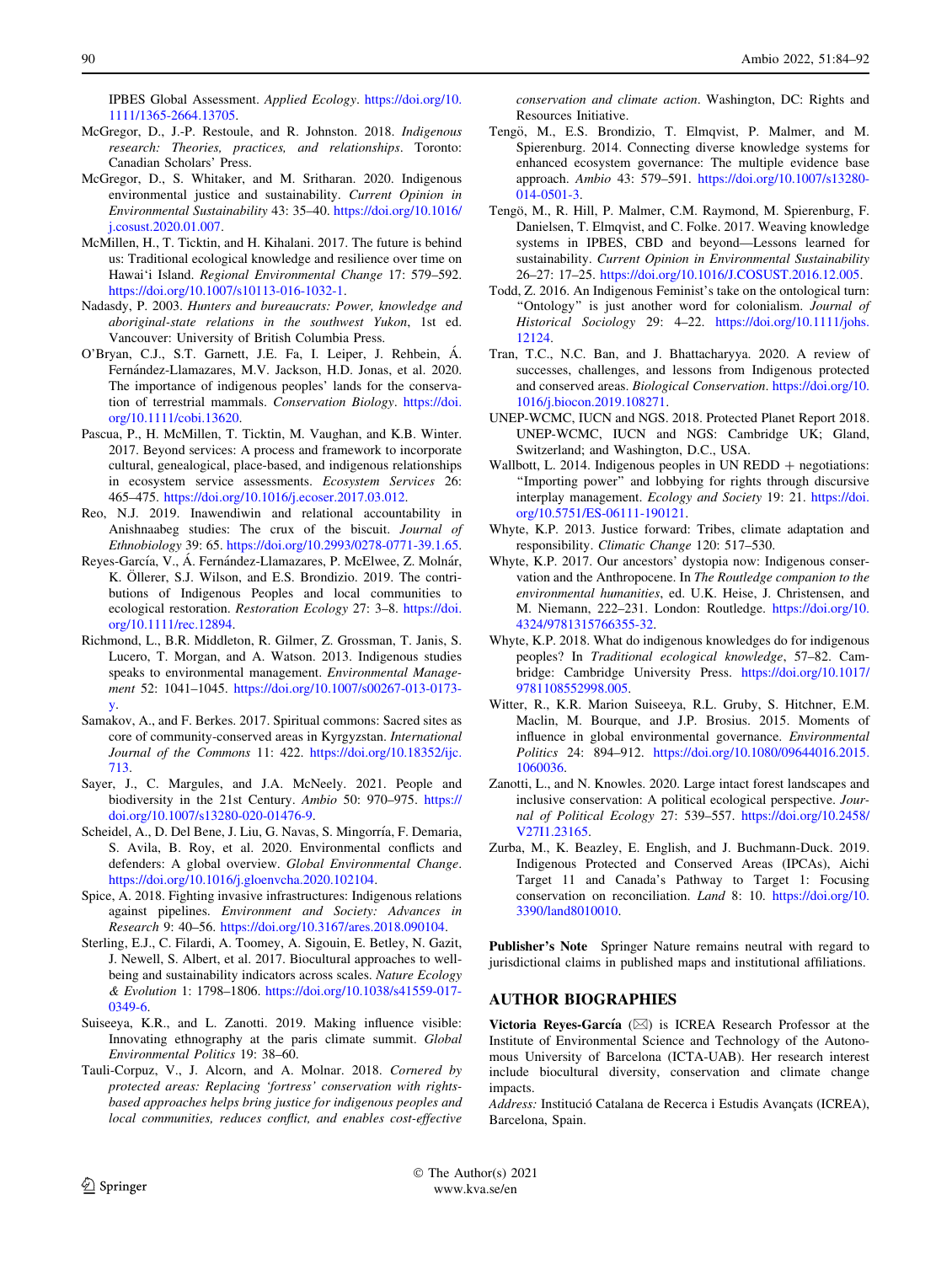IPBES Global Assessment. *Applied Ecology*. https://doi.org/10.1111/1365-2664.13705.

McGregor, D., J.-P. Restoule, and R. Johnston. 2018. *Indigenous research: Theories, practices, and relationships*. Toronto: Canadian Scholars' Press.

McGregor, D., S. Whitaker, and M. Sritharan. 2020. Indigenous environmental justice and sustainability. *Current Opinion in Environmental Sustainability* 43: 35–40. https://doi.org/10.1016/j.cosust.2020.01.007.

McMillen, H., T. Ticktin, and H. Kihalani. 2017. The future is behind us: Traditional ecological knowledge and resilience over time on Hawai'i Island. *Regional Environmental Change* 17: 579–592. https://doi.org/10.1007/s10113-016-1032-1.

Nadasdy, P. 2003. *Hunters and bureaucrats: Power, knowledge and aboriginal-state relations in the southwest Yukon*, 1st ed. Vancouver: University of British Columbia Press.

O'Bryan, C.J., S.T. Garnett, J.E. Fa, I. Leiper, J. Rehbein, Á. Fernández-Llamazares, M.V. Jackson, H.D. Jonas, et al. 2020. The importance of indigenous peoples' lands for the conservation of terrestrial mammals. *Conservation Biology*. https://doi.org/10.1111/cobi.13620.

Pascua, P., H. McMillen, T. Ticktin, M. Vaughan, and K.B. Winter. 2017. Beyond services: A process and framework to incorporate cultural, genealogical, place-based, and indigenous relationships in ecosystem service assessments. *Ecosystem Services* 26: 465–475. https://doi.org/10.1016/j.ecoser.2017.03.012.

Reo, N.J. 2019. Inawendiwin and relational accountability in Anishnaabeg studies: The crux of the biscuit. *Journal of Ethnobiology* 39: 65. https://doi.org/10.2993/0278-0771-39.1.65.

Reyes-García, V., Á. Fernández-Llamazares, P. McElwee, Z. Molnár, K. Öllerer, S.J. Wilson, and E.S. Brondizio. 2019. The contributions of Indigenous Peoples and local communities to ecological restoration. *Restoration Ecology* 27: 3–8. https://doi.org/10.1111/rec.12894.

Richmond, L., B.R. Middleton, R. Gilmer, Z. Grossman, T. Janis, S. Lucero, T. Morgan, and A. Watson. 2013. Indigenous studies speaks to environmental management. *Environmental Management* 52: 1041–1045. https://doi.org/10.1007/s00267-013-0173-y.

Samakov, A., and F. Berkes. 2017. Spiritual commons: Sacred sites as core of community-conserved areas in Kyrgyzstan. *International Journal of the Commons* 11: 422. https://doi.org/10.18352/ijc.713.

Sayer, J., C. Margules, and J.A. McNeely. 2021. People and biodiversity in the 21st Century. *Ambio* 50: 970–975. https://doi.org/10.1007/s13280-020-01476-9.

Scheidel, A., D. Del Bene, J. Liu, G. Navas, S. Mingorría, F. Demaria, S. Avila, B. Roy, et al. 2020. Environmental conflicts and defenders: A global overview. *Global Environmental Change*. https://doi.org/10.1016/j.gloenvcha.2020.102104.

Spice, A. 2018. Fighting invasive infrastructures: Indigenous relations against pipelines. *Environment and Society: Advances in Research* 9: 40–56. https://doi.org/10.3167/ares.2018.090104.

Sterling, E.J., C. Filardi, A. Toomey, A. Sigouin, E. Betley, N. Gazit, J. Newell, S. Albert, et al. 2017. Biocultural approaches to well-being and sustainability indicators across scales. *Nature Ecology & Evolution* 1: 1798–1806. https://doi.org/10.1038/s41559-017-0349-6.

Suiseeya, K.R., and L. Zanotti. 2019. Making influence visible: Innovating ethnography at the paris climate summit. *Global Environmental Politics* 19: 38–60.

Tauli-Corpuz, V., J. Alcorn, and A. Molnar. 2018. *Cornered by protected areas: Replacing 'fortress' conservation with rights-based approaches helps bring justice for indigenous peoples and local communities, reduces conflict, and enables cost-effective conservation and climate action*. Washington, DC: Rights and Resources Initiative.

Tengö, M., E.S. Brondizio, T. Elmqvist, P. Malmer, and M. Spierenburg. 2014. Connecting diverse knowledge systems for enhanced ecosystem governance: The multiple evidence base approach. *Ambio* 43: 579–591. https://doi.org/10.1007/s13280-014-0501-3.

Tengö, M., R. Hill, P. Malmer, C.M. Raymond, M. Spierenburg, F. Danielsen, T. Elmqvist, and C. Folke. 2017. Weaving knowledge systems in IPBES, CBD and beyond—Lessons learned for sustainability. *Current Opinion in Environmental Sustainability* 26–27: 17–25. https://doi.org/10.1016/J.COSUST.2016.12.005.

Todd, Z. 2016. An Indigenous Feminist's take on the ontological turn: "Ontology" is just another word for colonialism. *Journal of Historical Sociology* 29: 4–22. https://doi.org/10.1111/johs.12124.

Tran, T.C., N.C. Ban, and J. Bhattacharyya. 2020. A review of successes, challenges, and lessons from Indigenous protected and conserved areas. *Biological Conservation*. https://doi.org/10.1016/j.biocon.2019.108271.

UNEP-WCMC, IUCN and NGS. 2018. Protected Planet Report 2018. UNEP-WCMC, IUCN and NGS: Cambridge UK; Gland, Switzerland; and Washington, D.C., USA.

Wallbott, L. 2014. Indigenous peoples in UN REDD + negotiations: "Importing power" and lobbying for rights through discursive interplay management. *Ecology and Society* 19: 21. https://doi.org/10.5751/ES-06111-190121.

Whyte, K.P. 2013. Justice forward: Tribes, climate adaptation and responsibility. *Climatic Change* 120: 517–530.

Whyte, K.P. 2017. Our ancestors' dystopia now: Indigenous conservation and the Anthropocene. In *The Routledge companion to the environmental humanities*, ed. U.K. Heise, J. Christensen, and M. Niemann, 222–231. London: Routledge. https://doi.org/10.4324/9781315766355-32.

Whyte, K.P. 2018. What do indigenous knowledges do for indigenous peoples? In *Traditional ecological knowledge*, 57–82. Cambridge: Cambridge University Press. https://doi.org/10.1017/9781108552998.005.

Witter, R., K.R. Marion Suiseeya, R.L. Gruby, S. Hitchner, E.M. Maclin, M. Bourque, and J.P. Brosius. 2015. Moments of influence in global environmental governance. *Environmental Politics* 24: 894–912. https://doi.org/10.1080/09644016.2015.1060036.

Zanotti, L., and N. Knowles. 2020. Large intact forest landscapes and inclusive conservation: A political ecological perspective. *Journal of Political Ecology* 27: 539–557. https://doi.org/10.2458/V27I1.23165.

Zurba, M., K. Beazley, E. English, and J. Buchmann-Duck. 2019. Indigenous Protected and Conserved Areas (IPCAs), Aichi Target 11 and Canada's Pathway to Target 1: Focusing conservation on reconciliation. *Land* 8: 10. https://doi.org/10.3390/land8010010.

**Publisher's Note** Springer Nature remains neutral with regard to jurisdictional claims in published maps and institutional affiliations.

## AUTHOR BIOGRAPHIES

**Victoria Reyes-García** (✉) is ICREA Research Professor at the Institute of Environmental Science and Technology of the Autonomous University of Barcelona (ICTA-UAB). Her research interest include biocultural diversity, conservation and climate change impacts.

*Address:* Institució Catalana de Recerca i Estudis Avançats (ICREA), Barcelona, Spain.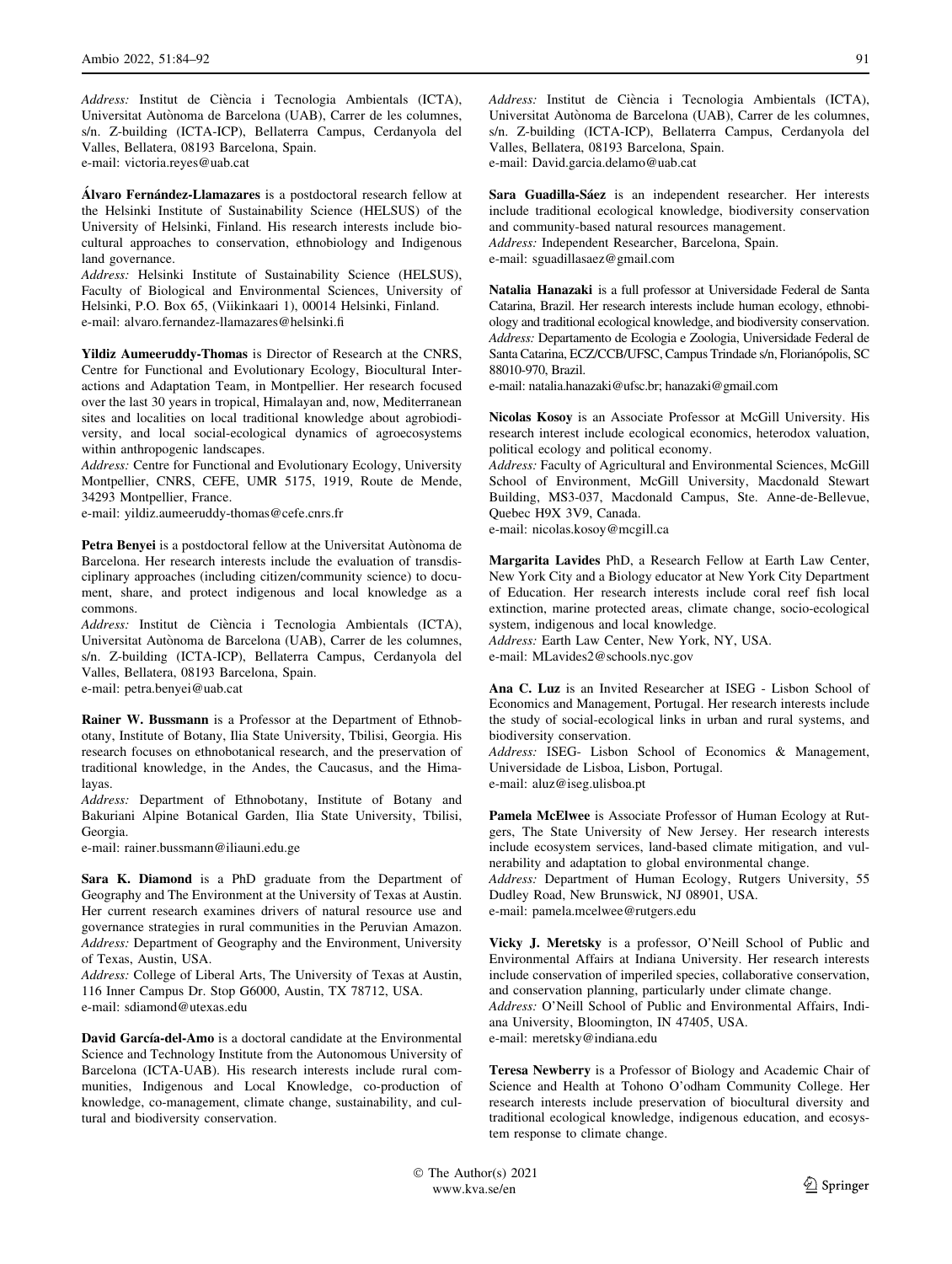*Address:* Institut de Ciència i Tecnologia Ambientals (ICTA), Universitat Autònoma de Barcelona (UAB), Carrer de les columnes, s/n. Z-building (ICTA-ICP), Bellaterra Campus, Cerdanyola del Valles, Bellatera, 08193 Barcelona, Spain.
e-mail: victoria.reyes@uab.cat

**Álvaro Fernández-Llamazares** is a postdoctoral research fellow at the Helsinki Institute of Sustainability Science (HELSUS) of the University of Helsinki, Finland. His research interests include biocultural approaches to conservation, ethnobiology and Indigenous land governance.
*Address:* Helsinki Institute of Sustainability Science (HELSUS), Faculty of Biological and Environmental Sciences, University of Helsinki, P.O. Box 65, (Viikinkaari 1), 00014 Helsinki, Finland.
e-mail: alvaro.fernandez-llamazares@helsinki.fi

**Yildiz Aumeeruddy-Thomas** is Director of Research at the CNRS, Centre for Functional and Evolutionary Ecology, Biocultural Interactions and Adaptation Team, in Montpellier. Her research focused over the last 30 years in tropical, Himalayan and, now, Mediterranean sites and localities on local traditional knowledge about agrobiodiversity, and local social-ecological dynamics of agroecosystems within anthropogenic landscapes.
*Address:* Centre for Functional and Evolutionary Ecology, University Montpellier, CNRS, CEFE, UMR 5175, 1919, Route de Mende, 34293 Montpellier, France.
e-mail: yildiz.aumeeruddy-thomas@cefe.cnrs.fr

**Petra Benyei** is a postdoctoral fellow at the Universitat Autònoma de Barcelona. Her research interests include the evaluation of transdisciplinary approaches (including citizen/community science) to document, share, and protect indigenous and local knowledge as a commons.
*Address:* Institut de Ciència i Tecnologia Ambientals (ICTA), Universitat Autònoma de Barcelona (UAB), Carrer de les columnes, s/n. Z-building (ICTA-ICP), Bellaterra Campus, Cerdanyola del Valles, Bellatera, 08193 Barcelona, Spain.
e-mail: petra.benyei@uab.cat

**Rainer W. Bussmann** is a Professor at the Department of Ethnobotany, Institute of Botany, Ilia State University, Tbilisi, Georgia. His research focuses on ethnobotanical research, and the preservation of traditional knowledge, in the Andes, the Caucasus, and the Himalayas.
*Address:* Department of Ethnobotany, Institute of Botany and Bakuriani Alpine Botanical Garden, Ilia State University, Tbilisi, Georgia.
e-mail: rainer.bussmann@iliauni.edu.ge

**Sara K. Diamond** is a PhD graduate from the Department of Geography and The Environment at the University of Texas at Austin. Her current research examines drivers of natural resource use and governance strategies in rural communities in the Peruvian Amazon.
*Address:* Department of Geography and the Environment, University of Texas, Austin, USA.
*Address:* College of Liberal Arts, The University of Texas at Austin, 116 Inner Campus Dr. Stop G6000, Austin, TX 78712, USA.
e-mail: sdiamond@utexas.edu

**David García-del-Amo** is a doctoral candidate at the Environmental Science and Technology Institute from the Autonomous University of Barcelona (ICTA-UAB). His research interests include rural communities, Indigenous and Local Knowledge, co-production of knowledge, co-management, climate change, sustainability, and cultural and biodiversity conservation.
*Address:* Institut de Ciència i Tecnologia Ambientals (ICTA), Universitat Autònoma de Barcelona (UAB), Carrer de les columnes, s/n. Z-building (ICTA-ICP), Bellaterra Campus, Cerdanyola del Valles, Bellatera, 08193 Barcelona, Spain.
e-mail: David.garcia.delamo@uab.cat

**Sara Guadilla-Sáez** is an independent researcher. Her interests include traditional ecological knowledge, biodiversity conservation and community-based natural resources management.
*Address:* Independent Researcher, Barcelona, Spain.
e-mail: sguadillasaez@gmail.com

**Natalia Hanazaki** is a full professor at Universidade Federal de Santa Catarina, Brazil. Her research interests include human ecology, ethnobiology and traditional ecological knowledge, and biodiversity conservation.
*Address:* Departamento de Ecologia e Zoologia, Universidade Federal de Santa Catarina, ECZ/CCB/UFSC, Campus Trindade s/n, Florianópolis, SC 88010-970, Brazil.
e-mail: natalia.hanazaki@ufsc.br; hanazaki@gmail.com

**Nicolas Kosoy** is an Associate Professor at McGill University. His research interest include ecological economics, heterodox valuation, political ecology and political economy.
*Address:* Faculty of Agricultural and Environmental Sciences, McGill School of Environment, McGill University, Macdonald Stewart Building, MS3-037, Macdonald Campus, Ste. Anne-de-Bellevue, Quebec H9X 3V9, Canada.
e-mail: nicolas.kosoy@mcgill.ca

**Margarita Lavides** PhD, a Research Fellow at Earth Law Center, New York City and a Biology educator at New York City Department of Education. Her research interests include coral reef fish local extinction, marine protected areas, climate change, socio-ecological system, indigenous and local knowledge.
*Address:* Earth Law Center, New York, NY, USA.
e-mail: MLavides2@schools.nyc.gov

**Ana C. Luz** is an Invited Researcher at ISEG - Lisbon School of Economics and Management, Portugal. Her research interests include the study of social-ecological links in urban and rural systems, and biodiversity conservation.
*Address:* ISEG- Lisbon School of Economics & Management, Universidade de Lisboa, Lisbon, Portugal.
e-mail: aluz@iseg.ulisboa.pt

**Pamela McElwee** is Associate Professor of Human Ecology at Rutgers, The State University of New Jersey. Her research interests include ecosystem services, land-based climate mitigation, and vulnerability and adaptation to global environmental change.
*Address:* Department of Human Ecology, Rutgers University, 55 Dudley Road, New Brunswick, NJ 08901, USA.
e-mail: pamela.mcelwee@rutgers.edu

**Vicky J. Meretsky** is a professor, O'Neill School of Public and Environmental Affairs at Indiana University. Her research interests include conservation of imperiled species, collaborative conservation, and conservation planning, particularly under climate change.
*Address:* O'Neill School of Public and Environmental Affairs, Indiana University, Bloomington, IN 47405, USA.
e-mail: meretsky@indiana.edu

**Teresa Newberry** is a Professor of Biology and Academic Chair of Science and Health at Tohono O'odham Community College. Her research interests include preservation of biocultural diversity and traditional ecological knowledge, indigenous education, and ecosystem response to climate change.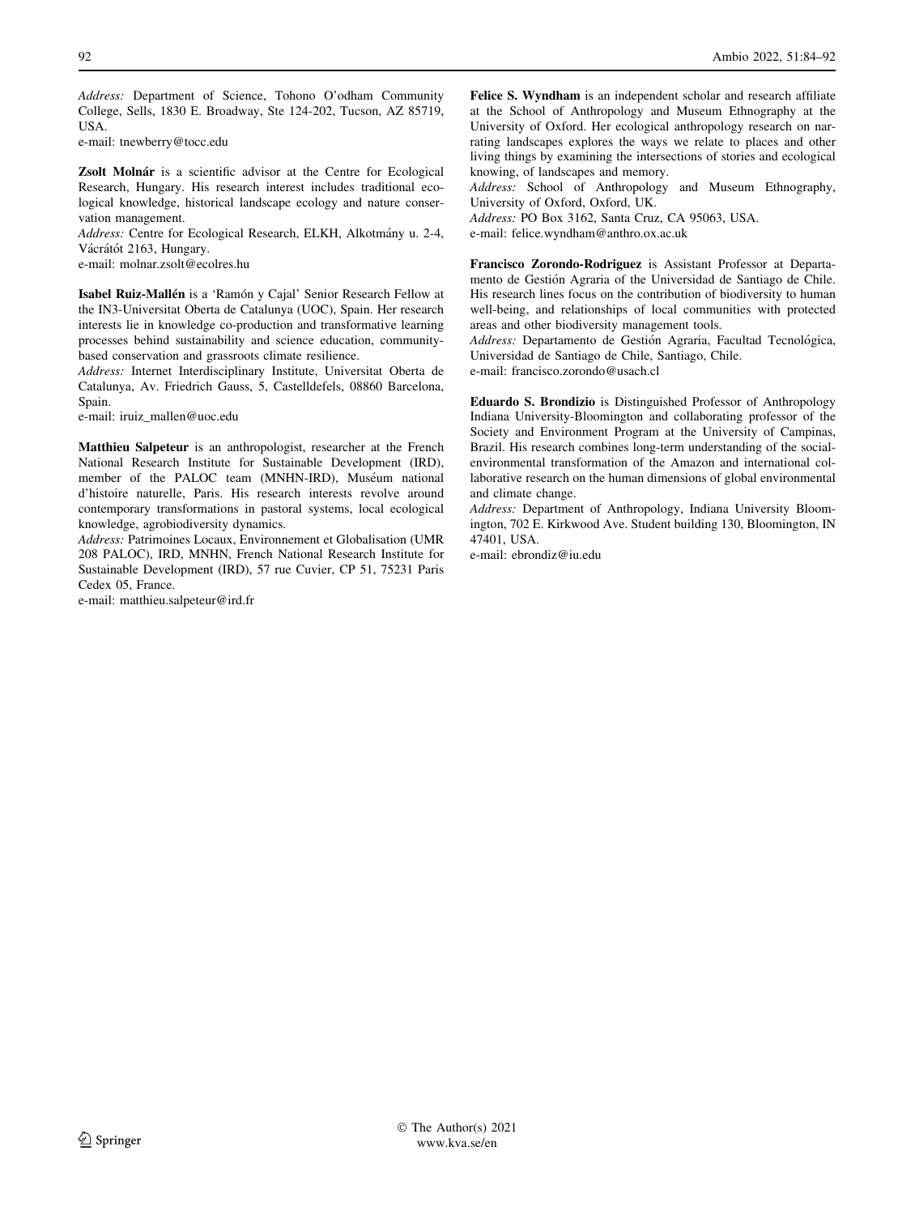*Address:* Department of Science, Tohono O'odham Community College, Sells, 1830 E. Broadway, Ste 124-202, Tucson, AZ 85719, USA.
e-mail: tnewberry@tocc.edu

**Zsolt Molnár** is a scientific advisor at the Centre for Ecological Research, Hungary. His research interest includes traditional ecological knowledge, historical landscape ecology and nature conservation management.
*Address:* Centre for Ecological Research, ELKH, Alkotmány u. 2-4, Vácrátót 2163, Hungary.
e-mail: molnar.zsolt@ecolres.hu

**Isabel Ruiz-Mallén** is a 'Ramón y Cajal' Senior Research Fellow at the IN3-Universitat Oberta de Catalunya (UOC), Spain. Her research interests lie in knowledge co-production and transformative learning processes behind sustainability and science education, community-based conservation and grassroots climate resilience.
*Address:* Internet Interdisciplinary Institute, Universitat Oberta de Catalunya, Av. Friedrich Gauss, 5, Castelldefels, 08860 Barcelona, Spain.
e-mail: iruiz_mallen@uoc.edu

**Matthieu Salpeteur** is an anthropologist, researcher at the French National Research Institute for Sustainable Development (IRD), member of the PALOC team (MNHN-IRD), Muséum national d'histoire naturelle, Paris. His research interests revolve around contemporary transformations in pastoral systems, local ecological knowledge, agrobiodiversity dynamics.
*Address:* Patrimoines Locaux, Environnement et Globalisation (UMR 208 PALOC), IRD, MNHN, French National Research Institute for Sustainable Development (IRD), 57 rue Cuvier, CP 51, 75231 Paris Cedex 05, France.
e-mail: matthieu.salpeteur@ird.fr

**Felice S. Wyndham** is an independent scholar and research affiliate at the School of Anthropology and Museum Ethnography at the University of Oxford. Her ecological anthropology research on narrating landscapes explores the ways we relate to places and other living things by examining the intersections of stories and ecological knowing, of landscapes and memory.
*Address:* School of Anthropology and Museum Ethnography, University of Oxford, Oxford, UK.
*Address:* PO Box 3162, Santa Cruz, CA 95063, USA.
e-mail: felice.wyndham@anthro.ox.ac.uk

**Francisco Zorondo-Rodriguez** is Assistant Professor at Departamento de Gestión Agraria of the Universidad de Santiago de Chile. His research lines focus on the contribution of biodiversity to human well-being, and relationships of local communities with protected areas and other biodiversity management tools.
*Address:* Departamento de Gestión Agraria, Facultad Tecnológica, Universidad de Santiago de Chile, Santiago, Chile.
e-mail: francisco.zorondo@usach.cl

**Eduardo S. Brondizio** is Distinguished Professor of Anthropology Indiana University-Bloomington and collaborating professor of the Society and Environment Program at the University of Campinas, Brazil. His research combines long-term understanding of the social-environmental transformation of the Amazon and international collaborative research on the human dimensions of global environmental and climate change.
*Address:* Department of Anthropology, Indiana University Bloomington, 702 E. Kirkwood Ave. Student building 130, Bloomington, IN 47401, USA.
e-mail: ebrondiz@iu.edu

© The Author(s) 2021
www.kva.se/en